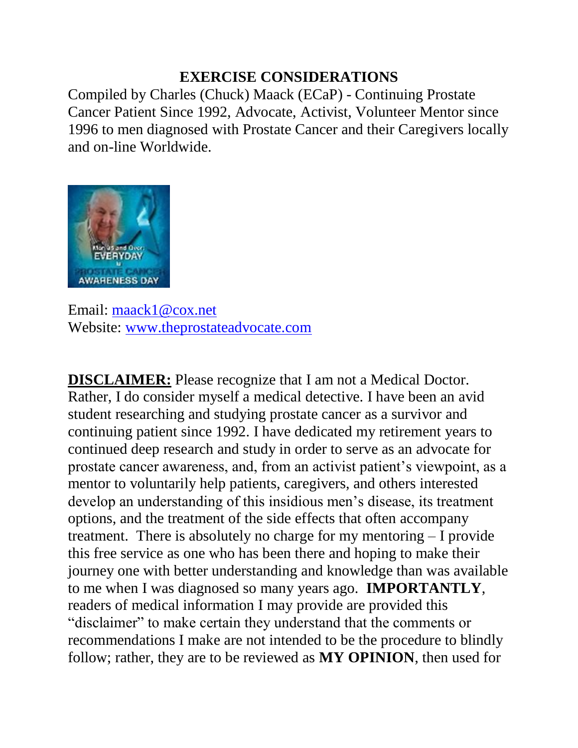# EXERCISE CONSIDERATIONS

Compiled by Charles (Chuck) Maack (ECaP) - Continuing Prostate Cancer Patient Since 1992, Advocate, Activist, Volunteer Mentor since 1996 to men diagnosed with Prostate Cancer and their Caregivers locally and on-line Worldwide.

Email: [maack1@cox.net](mailto:maack1@cox.net)
Website: [www.theprostateadvocate.com](http://www.theprostateadvocate.com)

**DISCLAIMER:** Please recognize that I am not a Medical Doctor. Rather, I do consider myself a medical detective. I have been an avid student researching and studying prostate cancer as a survivor and continuing patient since 1992. I have dedicated my retirement years to continued deep research and study in order to serve as an advocate for prostate cancer awareness, and, from an activist patient's viewpoint, as a mentor to voluntarily help patients, caregivers, and others interested develop an understanding of this insidious men's disease, its treatment options, and the treatment of the side effects that often accompany treatment. There is absolutely no charge for my mentoring – I provide this free service as one who has been there and hoping to make their journey one with better understanding and knowledge than was available to me when I was diagnosed so many years ago. **IMPORTANTLY**, readers of medical information I may provide are provided this "disclaimer" to make certain they understand that the comments or recommendations I make are not intended to be the procedure to blindly follow; rather, they are to be reviewed as **MY OPINION**, then used for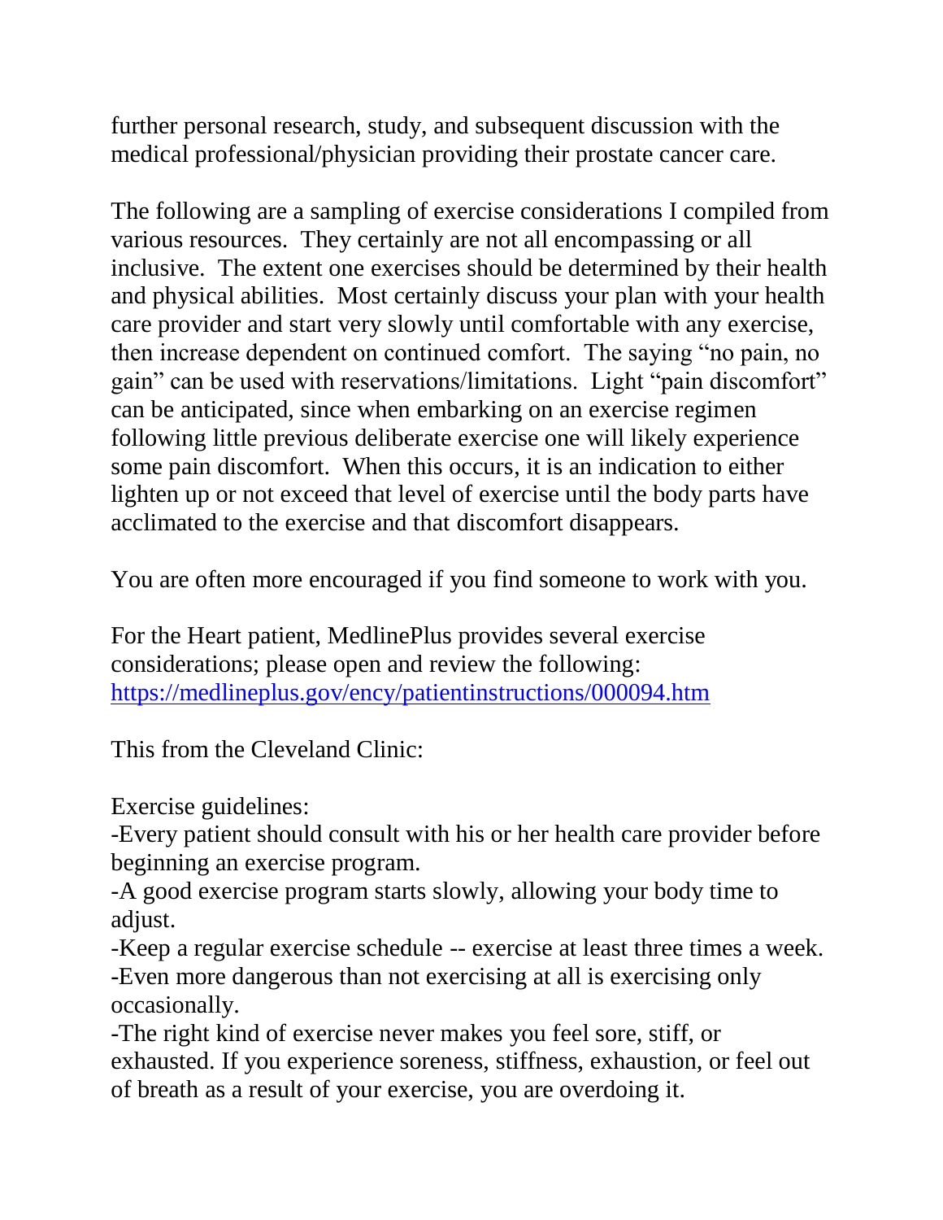further personal research, study, and subsequent discussion with the medical professional/physician providing their prostate cancer care.

The following are a sampling of exercise considerations I compiled from various resources. They certainly are not all encompassing or all inclusive. The extent one exercises should be determined by their health and physical abilities. Most certainly discuss your plan with your health care provider and start very slowly until comfortable with any exercise, then increase dependent on continued comfort. The saying "no pain, no gain" can be used with reservations/limitations. Light "pain discomfort" can be anticipated, since when embarking on an exercise regimen following little previous deliberate exercise one will likely experience some pain discomfort. When this occurs, it is an indication to either lighten up or not exceed that level of exercise until the body parts have acclimated to the exercise and that discomfort disappears.

You are often more encouraged if you find someone to work with you.

For the Heart patient, MedlinePlus provides several exercise considerations; please open and review the following: https://medlineplus.gov/ency/patientinstructions/000094.htm

This from the Cleveland Clinic:

Exercise guidelines:

-Every patient should consult with his or her health care provider before beginning an exercise program.

-A good exercise program starts slowly, allowing your body time to adjust.

-Keep a regular exercise schedule -- exercise at least three times a week.

-Even more dangerous than not exercising at all is exercising only occasionally.

-The right kind of exercise never makes you feel sore, stiff, or exhausted. If you experience soreness, stiffness, exhaustion, or feel out of breath as a result of your exercise, you are overdoing it.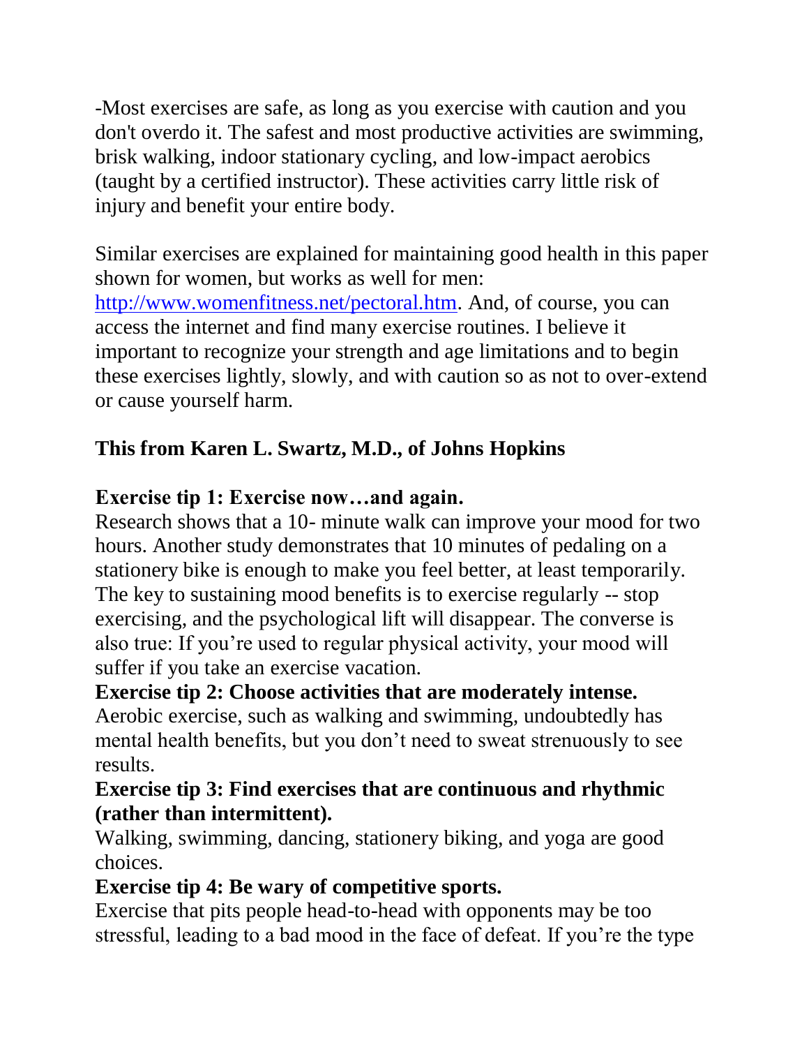-Most exercises are safe, as long as you exercise with caution and you don't overdo it. The safest and most productive activities are swimming, brisk walking, indoor stationary cycling, and low-impact aerobics (taught by a certified instructor). These activities carry little risk of injury and benefit your entire body.

Similar exercises are explained for maintaining good health in this paper shown for women, but works as well for men: [http://www.womenfitness.net/pectoral.htm](http://www.womenfitness.net/pectoral.htm). And, of course, you can access the internet and find many exercise routines. I believe it important to recognize your strength and age limitations and to begin these exercises lightly, slowly, and with caution so as not to over-extend or cause yourself harm.

**This from Karen L. Swartz, M.D., of Johns Hopkins**

**Exercise tip 1: Exercise now…and again.**
Research shows that a 10- minute walk can improve your mood for two hours. Another study demonstrates that 10 minutes of pedaling on a stationery bike is enough to make you feel better, at least temporarily. The key to sustaining mood benefits is to exercise regularly -- stop exercising, and the psychological lift will disappear. The converse is also true: If you're used to regular physical activity, your mood will suffer if you take an exercise vacation.

**Exercise tip 2: Choose activities that are moderately intense.**
Aerobic exercise, such as walking and swimming, undoubtedly has mental health benefits, but you don't need to sweat strenuously to see results.

**Exercise tip 3: Find exercises that are continuous and rhythmic (rather than intermittent).**
Walking, swimming, dancing, stationery biking, and yoga are good choices.

**Exercise tip 4: Be wary of competitive sports.**
Exercise that pits people head-to-head with opponents may be too stressful, leading to a bad mood in the face of defeat. If you're the type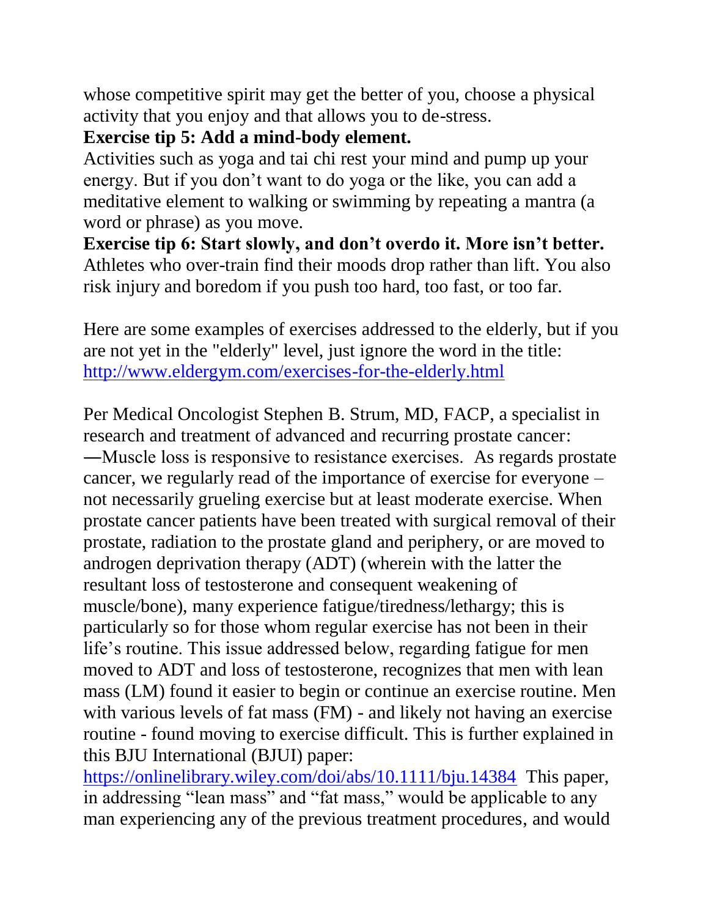whose competitive spirit may get the better of you, choose a physical activity that you enjoy and that allows you to de-stress.

**Exercise tip 5: Add a mind-body element.**

Activities such as yoga and tai chi rest your mind and pump up your energy. But if you don't want to do yoga or the like, you can add a meditative element to walking or swimming by repeating a mantra (a word or phrase) as you move.

**Exercise tip 6: Start slowly, and don't overdo it. More isn't better.**

Athletes who over-train find their moods drop rather than lift. You also risk injury and boredom if you push too hard, too fast, or too far.

Here are some examples of exercises addressed to the elderly, but if you are not yet in the "elderly" level, just ignore the word in the title: [http://www.eldergym.com/exercises-for-the-elderly.html](http://www.eldergym.com/exercises-for-the-elderly.html)

Per Medical Oncologist Stephen B. Strum, MD, FACP, a specialist in research and treatment of advanced and recurring prostate cancer: ―Muscle loss is responsive to resistance exercises. As regards prostate cancer, we regularly read of the importance of exercise for everyone – not necessarily grueling exercise but at least moderate exercise. When prostate cancer patients have been treated with surgical removal of their prostate, radiation to the prostate gland and periphery, or are moved to androgen deprivation therapy (ADT) (wherein with the latter the resultant loss of testosterone and consequent weakening of muscle/bone), many experience fatigue/tiredness/lethargy; this is particularly so for those whom regular exercise has not been in their life's routine. This issue addressed below, regarding fatigue for men moved to ADT and loss of testosterone, recognizes that men with lean mass (LM) found it easier to begin or continue an exercise routine. Men with various levels of fat mass (FM) - and likely not having an exercise routine - found moving to exercise difficult. This is further explained in this BJU International (BJUI) paper: [https://onlinelibrary.wiley.com/doi/abs/10.1111/bju.14384](https://onlinelibrary.wiley.com/doi/abs/10.1111/bju.14384) This paper, in addressing "lean mass" and "fat mass," would be applicable to any man experiencing any of the previous treatment procedures, and would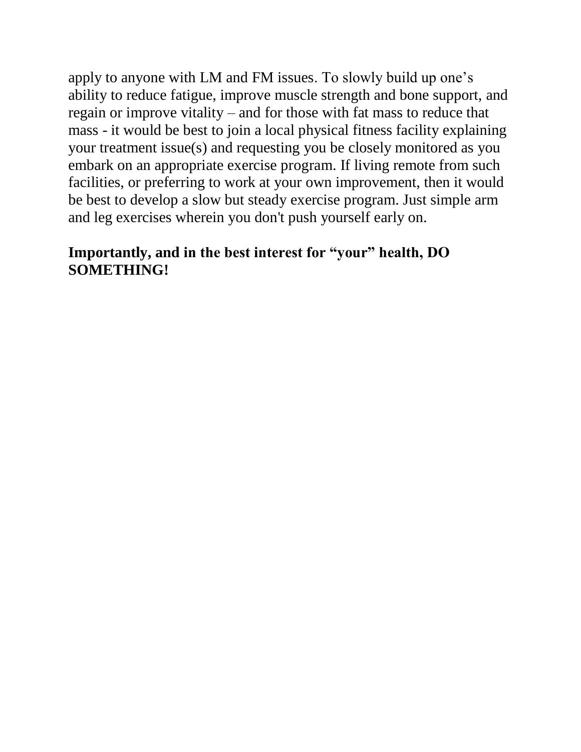apply to anyone with LM and FM issues. To slowly build up one's ability to reduce fatigue, improve muscle strength and bone support, and regain or improve vitality – and for those with fat mass to reduce that mass - it would be best to join a local physical fitness facility explaining your treatment issue(s) and requesting you be closely monitored as you embark on an appropriate exercise program. If living remote from such facilities, or preferring to work at your own improvement, then it would be best to develop a slow but steady exercise program. Just simple arm and leg exercises wherein you don't push yourself early on.

**Importantly, and in the best interest for "your" health, DO SOMETHING!**